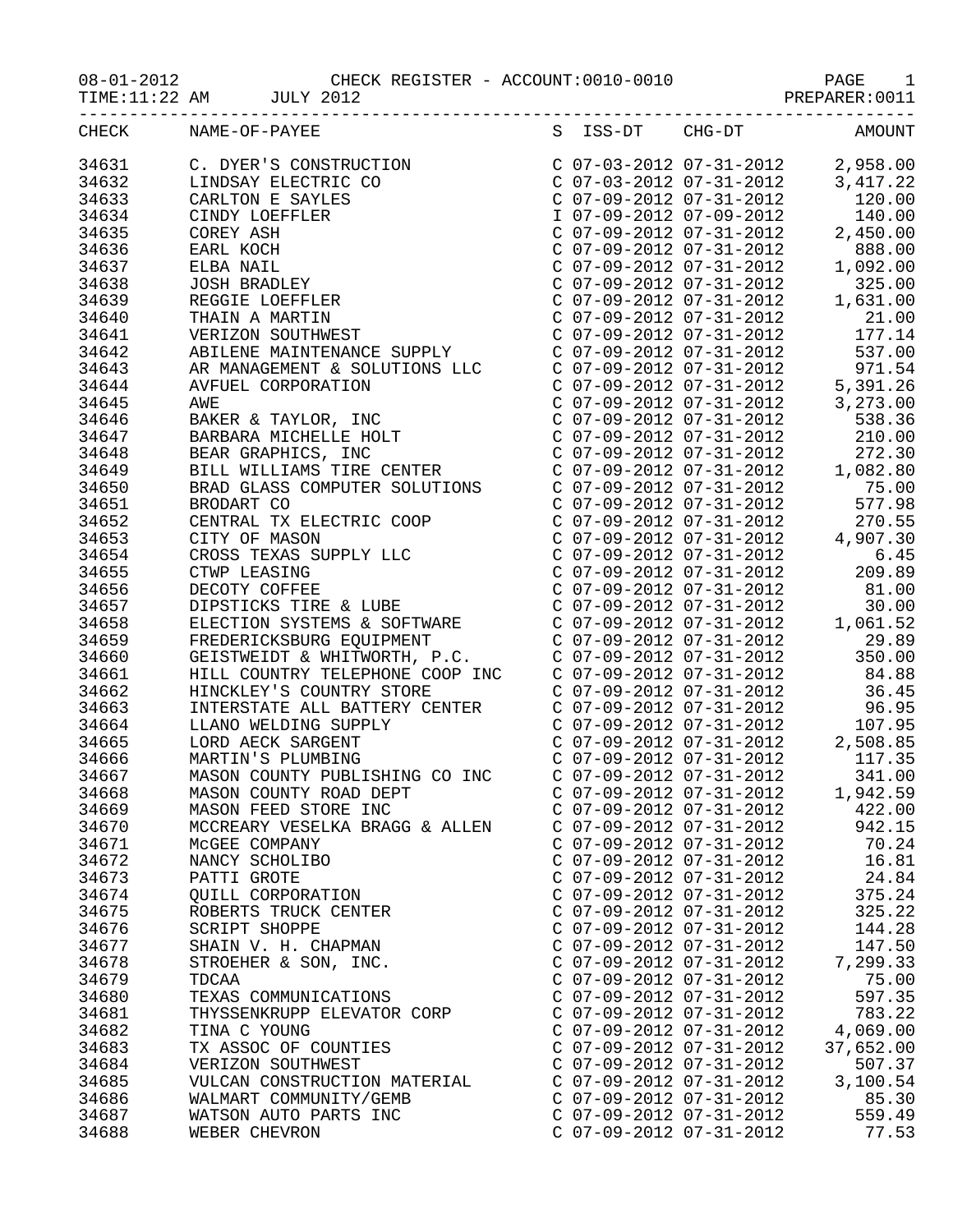08-01-2012 CHECK REGISTER - ACCOUNT:0010-0010

TIME:11:22 AM JULY 2012 PREPARER:0011

| CHECK | NAME-OF-PAYEE | S | ISS-DT | CHG-DT | AMOUNT |
|---|---|---|---|---|---|
| 34631 | C. DYER'S CONSTRUCTION | C | 07-03-2012 | 07-31-2012 | 2,958.00 |
| 34632 | LINDSAY ELECTRIC CO | C | 07-03-2012 | 07-31-2012 | 3,417.22 |
| 34633 | CARLTON E SAYLES | C | 07-09-2012 | 07-31-2012 | 120.00 |
| 34634 | CINDY LOEFFLER | I | 07-09-2012 | 07-09-2012 | 140.00 |
| 34635 | COREY ASH | C | 07-09-2012 | 07-31-2012 | 2,450.00 |
| 34636 | EARL KOCH | C | 07-09-2012 | 07-31-2012 | 888.00 |
| 34637 | ELBA NAIL | C | 07-09-2012 | 07-31-2012 | 1,092.00 |
| 34638 | JOSH BRADLEY | C | 07-09-2012 | 07-31-2012 | 325.00 |
| 34639 | REGGIE LOEFFLER | C | 07-09-2012 | 07-31-2012 | 1,631.00 |
| 34640 | THAIN A MARTIN | C | 07-09-2012 | 07-31-2012 | 21.00 |
| 34641 | VERIZON SOUTHWEST | C | 07-09-2012 | 07-31-2012 | 177.14 |
| 34642 | ABILENE MAINTENANCE SUPPLY | C | 07-09-2012 | 07-31-2012 | 537.00 |
| 34643 | AR MANAGEMENT & SOLUTIONS LLC | C | 07-09-2012 | 07-31-2012 | 971.54 |
| 34644 | AVFUEL CORPORATION | C | 07-09-2012 | 07-31-2012 | 5,391.26 |
| 34645 | AWE | C | 07-09-2012 | 07-31-2012 | 3,273.00 |
| 34646 | BAKER & TAYLOR, INC | C | 07-09-2012 | 07-31-2012 | 538.36 |
| 34647 | BARBARA MICHELLE HOLT | C | 07-09-2012 | 07-31-2012 | 210.00 |
| 34648 | BEAR GRAPHICS, INC | C | 07-09-2012 | 07-31-2012 | 272.30 |
| 34649 | BILL WILLIAMS TIRE CENTER | C | 07-09-2012 | 07-31-2012 | 1,082.80 |
| 34650 | BRAD GLASS COMPUTER SOLUTIONS | C | 07-09-2012 | 07-31-2012 | 75.00 |
| 34651 | BRODART CO | C | 07-09-2012 | 07-31-2012 | 577.98 |
| 34652 | CENTRAL TX ELECTRIC COOP | C | 07-09-2012 | 07-31-2012 | 270.55 |
| 34653 | CITY OF MASON | C | 07-09-2012 | 07-31-2012 | 4,907.30 |
| 34654 | CROSS TEXAS SUPPLY LLC | C | 07-09-2012 | 07-31-2012 | 6.45 |
| 34655 | CTWP LEASING | C | 07-09-2012 | 07-31-2012 | 209.89 |
| 34656 | DECOTY COFFEE | C | 07-09-2012 | 07-31-2012 | 81.00 |
| 34657 | DIPSTICKS TIRE & LUBE | C | 07-09-2012 | 07-31-2012 | 30.00 |
| 34658 | ELECTION SYSTEMS & SOFTWARE | C | 07-09-2012 | 07-31-2012 | 1,061.52 |
| 34659 | FREDERICKSBURG EQUIPMENT | C | 07-09-2012 | 07-31-2012 | 29.89 |
| 34660 | GEISTWEIDT & WHITWORTH, P.C. | C | 07-09-2012 | 07-31-2012 | 350.00 |
| 34661 | HILL COUNTRY TELEPHONE COOP INC | C | 07-09-2012 | 07-31-2012 | 84.88 |
| 34662 | HINCKLEY'S COUNTRY STORE | C | 07-09-2012 | 07-31-2012 | 36.45 |
| 34663 | INTERSTATE ALL BATTERY CENTER | C | 07-09-2012 | 07-31-2012 | 96.95 |
| 34664 | LLANO WELDING SUPPLY | C | 07-09-2012 | 07-31-2012 | 107.95 |
| 34665 | LORD AECK SARGENT | C | 07-09-2012 | 07-31-2012 | 2,508.85 |
| 34666 | MARTIN'S PLUMBING | C | 07-09-2012 | 07-31-2012 | 117.35 |
| 34667 | MASON COUNTY PUBLISHING CO INC | C | 07-09-2012 | 07-31-2012 | 341.00 |
| 34668 | MASON COUNTY ROAD DEPT | C | 07-09-2012 | 07-31-2012 | 1,942.59 |
| 34669 | MASON FEED STORE INC | C | 07-09-2012 | 07-31-2012 | 422.00 |
| 34670 | MCCREARY VESELKA BRAGG & ALLEN | C | 07-09-2012 | 07-31-2012 | 942.15 |
| 34671 | McGEE COMPANY | C | 07-09-2012 | 07-31-2012 | 70.24 |
| 34672 | NANCY SCHOLIBO | C | 07-09-2012 | 07-31-2012 | 16.81 |
| 34673 | PATTI GROTE | C | 07-09-2012 | 07-31-2012 | 24.84 |
| 34674 | QUILL CORPORATION | C | 07-09-2012 | 07-31-2012 | 375.24 |
| 34675 | ROBERTS TRUCK CENTER | C | 07-09-2012 | 07-31-2012 | 325.22 |
| 34676 | SCRIPT SHOPPE | C | 07-09-2012 | 07-31-2012 | 144.28 |
| 34677 | SHAIN V. H. CHAPMAN | C | 07-09-2012 | 07-31-2012 | 147.50 |
| 34678 | STROEHER & SON, INC. | C | 07-09-2012 | 07-31-2012 | 7,299.33 |
| 34679 | TDCAA | C | 07-09-2012 | 07-31-2012 | 75.00 |
| 34680 | TEXAS COMMUNICATIONS | C | 07-09-2012 | 07-31-2012 | 597.35 |
| 34681 | THYSSENKRUPP ELEVATOR CORP | C | 07-09-2012 | 07-31-2012 | 783.22 |
| 34682 | TINA C YOUNG | C | 07-09-2012 | 07-31-2012 | 4,069.00 |
| 34683 | TX ASSOC OF COUNTIES | C | 07-09-2012 | 07-31-2012 | 37,652.00 |
| 34684 | VERIZON SOUTHWEST | C | 07-09-2012 | 07-31-2012 | 507.37 |
| 34685 | VULCAN CONSTRUCTION MATERIAL | C | 07-09-2012 | 07-31-2012 | 3,100.54 |
| 34686 | WALMART COMMUNITY/GEMB | C | 07-09-2012 | 07-31-2012 | 85.30 |
| 34687 | WATSON AUTO PARTS INC | C | 07-09-2012 | 07-31-2012 | 559.49 |
| 34688 | WEBER CHEVRON | C | 07-09-2012 | 07-31-2012 | 77.53 |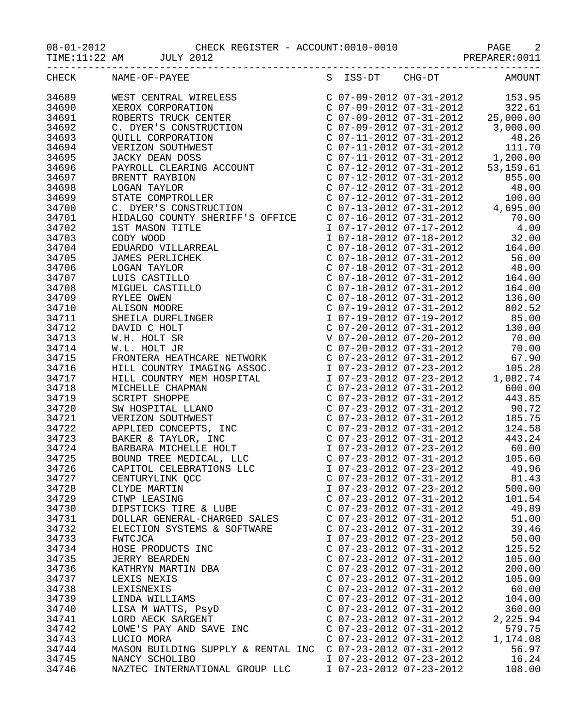CHECK REGISTER - ACCOUNT:0010-0010

JULY 2012

| CHECK | NAME-OF-PAYEE | S | ISS-DT | CHG-DT | AMOUNT |
|---|---|---|---|---|---|
| 34689 | WEST CENTRAL WIRELESS | C | 07-09-2012 | 07-31-2012 | 153.95 |
| 34690 | XEROX CORPORATION | C | 07-09-2012 | 07-31-2012 | 322.61 |
| 34691 | ROBERTS TRUCK CENTER | C | 07-09-2012 | 07-31-2012 | 25,000.00 |
| 34692 | C. DYER'S CONSTRUCTION | C | 07-09-2012 | 07-31-2012 | 3,000.00 |
| 34693 | QUILL CORPORATION | C | 07-11-2012 | 07-31-2012 | 48.26 |
| 34694 | VERIZON SOUTHWEST | C | 07-11-2012 | 07-31-2012 | 111.70 |
| 34695 | JACKY DEAN DOSS | C | 07-11-2012 | 07-31-2012 | 1,200.00 |
| 34696 | PAYROLL CLEARING ACCOUNT | C | 07-12-2012 | 07-31-2012 | 53,159.61 |
| 34697 | BRENTT RAYBION | C | 07-12-2012 | 07-31-2012 | 855.00 |
| 34698 | LOGAN TAYLOR | C | 07-12-2012 | 07-31-2012 | 48.00 |
| 34699 | STATE COMPTROLLER | C | 07-12-2012 | 07-31-2012 | 100.00 |
| 34700 | C. DYER'S CONSTRUCTION | C | 07-13-2012 | 07-31-2012 | 4,695.00 |
| 34701 | HIDALGO COUNTY SHERIFF'S OFFICE | C | 07-16-2012 | 07-31-2012 | 70.00 |
| 34702 | 1ST MASON TITLE | I | 07-17-2012 | 07-17-2012 | 4.00 |
| 34703 | CODY WOOD | I | 07-18-2012 | 07-18-2012 | 32.00 |
| 34704 | EDUARDO VILLARREAL | C | 07-18-2012 | 07-31-2012 | 164.00 |
| 34705 | JAMES PERLICHEK | C | 07-18-2012 | 07-31-2012 | 56.00 |
| 34706 | LOGAN TAYLOR | C | 07-18-2012 | 07-31-2012 | 48.00 |
| 34707 | LUIS CASTILLO | C | 07-18-2012 | 07-31-2012 | 164.00 |
| 34708 | MIGUEL CASTILLO | C | 07-18-2012 | 07-31-2012 | 164.00 |
| 34709 | RYLEE OWEN | C | 07-18-2012 | 07-31-2012 | 136.00 |
| 34710 | ALISON MOORE | C | 07-19-2012 | 07-31-2012 | 802.52 |
| 34711 | SHEILA DURFLINGER | I | 07-19-2012 | 07-19-2012 | 85.00 |
| 34712 | DAVID C HOLT | C | 07-20-2012 | 07-31-2012 | 130.00 |
| 34713 | W.H. HOLT SR | V | 07-20-2012 | 07-20-2012 | 70.00 |
| 34714 | W.L. HOLT JR | C | 07-20-2012 | 07-31-2012 | 70.00 |
| 34715 | FRONTERA HEATHCARE NETWORK | C | 07-23-2012 | 07-31-2012 | 67.90 |
| 34716 | HILL COUNTRY IMAGING ASSOC. | I | 07-23-2012 | 07-23-2012 | 105.28 |
| 34717 | HILL COUNTRY MEM HOSPITAL | I | 07-23-2012 | 07-23-2012 | 1,082.74 |
| 34718 | MICHELLE CHAPMAN | C | 07-23-2012 | 07-31-2012 | 600.00 |
| 34719 | SCRIPT SHOPPE | C | 07-23-2012 | 07-31-2012 | 443.85 |
| 34720 | SW HOSPITAL LLANO | C | 07-23-2012 | 07-31-2012 | 90.72 |
| 34721 | VERIZON SOUTHWEST | C | 07-23-2012 | 07-31-2012 | 185.75 |
| 34722 | APPLIED CONCEPTS, INC | C | 07-23-2012 | 07-31-2012 | 124.58 |
| 34723 | BAKER & TAYLOR, INC | C | 07-23-2012 | 07-31-2012 | 443.24 |
| 34724 | BARBARA MICHELLE HOLT | I | 07-23-2012 | 07-23-2012 | 60.00 |
| 34725 | BOUND TREE MEDICAL, LLC | C | 07-23-2012 | 07-31-2012 | 105.60 |
| 34726 | CAPITOL CELEBRATIONS LLC | I | 07-23-2012 | 07-23-2012 | 49.96 |
| 34727 | CENTURYLINK QCC | C | 07-23-2012 | 07-31-2012 | 81.43 |
| 34728 | CLYDE MARTIN | I | 07-23-2012 | 07-23-2012 | 500.00 |
| 34729 | CTWP LEASING | C | 07-23-2012 | 07-31-2012 | 101.54 |
| 34730 | DIPSTICKS TIRE & LUBE | C | 07-23-2012 | 07-31-2012 | 49.89 |
| 34731 | DOLLAR GENERAL-CHARGED SALES | C | 07-23-2012 | 07-31-2012 | 51.00 |
| 34732 | ELECTION SYSTEMS & SOFTWARE | C | 07-23-2012 | 07-31-2012 | 39.46 |
| 34733 | FWTCJCA | I | 07-23-2012 | 07-23-2012 | 50.00 |
| 34734 | HOSE PRODUCTS INC | C | 07-23-2012 | 07-31-2012 | 125.52 |
| 34735 | JERRY BEARDEN | C | 07-23-2012 | 07-31-2012 | 105.00 |
| 34736 | KATHRYN MARTIN DBA | C | 07-23-2012 | 07-31-2012 | 200.00 |
| 34737 | LEXIS NEXIS | C | 07-23-2012 | 07-31-2012 | 105.00 |
| 34738 | LEXISNEXIS | C | 07-23-2012 | 07-31-2012 | 60.00 |
| 34739 | LINDA WILLIAMS | C | 07-23-2012 | 07-31-2012 | 104.00 |
| 34740 | LISA M WATTS, PsyD | C | 07-23-2012 | 07-31-2012 | 360.00 |
| 34741 | LORD AECK SARGENT | C | 07-23-2012 | 07-31-2012 | 2,225.94 |
| 34742 | LOWE'S PAY AND SAVE INC | C | 07-23-2012 | 07-31-2012 | 579.75 |
| 34743 | LUCIO MORA | C | 07-23-2012 | 07-31-2012 | 1,174.08 |
| 34744 | MASON BUILDING SUPPLY & RENTAL INC | C | 07-23-2012 | 07-31-2012 | 56.97 |
| 34745 | NANCY SCHOLIBO | I | 07-23-2012 | 07-23-2012 | 16.24 |
| 34746 | NAZTEC INTERNATIONAL GROUP LLC | I | 07-23-2012 | 07-23-2012 | 108.00 |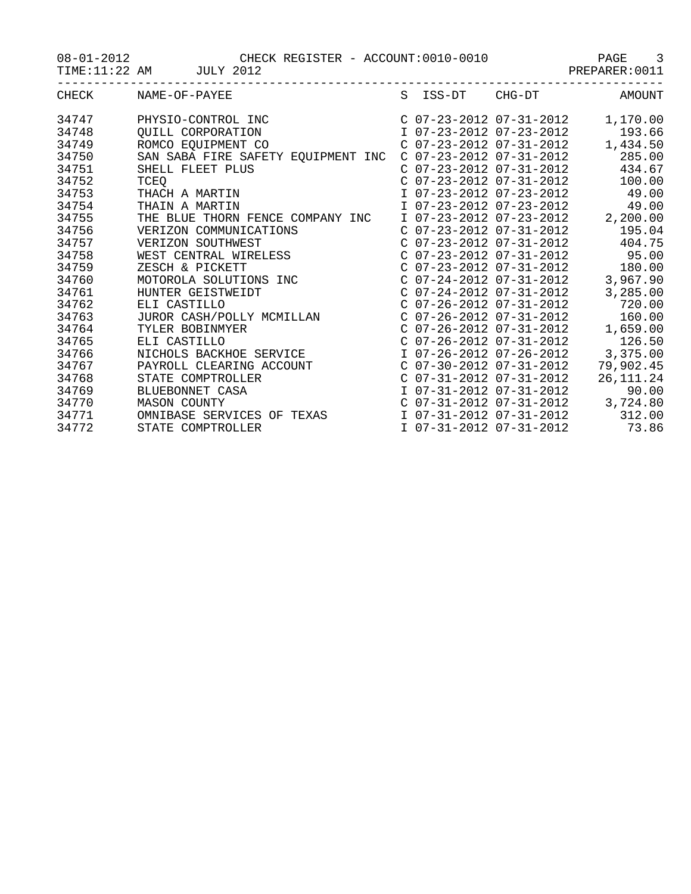08-01-2012 CHECK REGISTER - ACCOUNT:0010-0010

TIME:11:22 AM JULY 2012 PREPARER:0011

| CHECK | NAME-OF-PAYEE | S | ISS-DT | CHG-DT | AMOUNT |
|---|---|---|---|---|---|
| 34747 | PHYSIO-CONTROL INC | C | 07-23-2012 | 07-31-2012 | 1,170.00 |
| 34748 | QUILL CORPORATION | I | 07-23-2012 | 07-23-2012 | 193.66 |
| 34749 | ROMCO EQUIPMENT CO | C | 07-23-2012 | 07-31-2012 | 1,434.50 |
| 34750 | SAN SABA FIRE SAFETY EQUIPMENT INC | C | 07-23-2012 | 07-31-2012 | 285.00 |
| 34751 | SHELL FLEET PLUS | C | 07-23-2012 | 07-31-2012 | 434.67 |
| 34752 | TCEQ | C | 07-23-2012 | 07-31-2012 | 100.00 |
| 34753 | THACH A MARTIN | I | 07-23-2012 | 07-23-2012 | 49.00 |
| 34754 | THAIN A MARTIN | I | 07-23-2012 | 07-23-2012 | 49.00 |
| 34755 | THE BLUE THORN FENCE COMPANY INC | I | 07-23-2012 | 07-23-2012 | 2,200.00 |
| 34756 | VERIZON COMMUNICATIONS | C | 07-23-2012 | 07-31-2012 | 195.04 |
| 34757 | VERIZON SOUTHWEST | C | 07-23-2012 | 07-31-2012 | 404.75 |
| 34758 | WEST CENTRAL WIRELESS | C | 07-23-2012 | 07-31-2012 | 95.00 |
| 34759 | ZESCH & PICKETT | C | 07-23-2012 | 07-31-2012 | 180.00 |
| 34760 | MOTOROLA SOLUTIONS INC | C | 07-24-2012 | 07-31-2012 | 3,967.90 |
| 34761 | HUNTER GEISTWEIDT | C | 07-24-2012 | 07-31-2012 | 3,285.00 |
| 34762 | ELI CASTILLO | C | 07-26-2012 | 07-31-2012 | 720.00 |
| 34763 | JUROR CASH/POLLY MCMILLAN | C | 07-26-2012 | 07-31-2012 | 160.00 |
| 34764 | TYLER BOBINMYER | C | 07-26-2012 | 07-31-2012 | 1,659.00 |
| 34765 | ELI CASTILLO | C | 07-26-2012 | 07-31-2012 | 126.50 |
| 34766 | NICHOLS BACKHOE SERVICE | I | 07-26-2012 | 07-26-2012 | 3,375.00 |
| 34767 | PAYROLL CLEARING ACCOUNT | C | 07-30-2012 | 07-31-2012 | 79,902.45 |
| 34768 | STATE COMPTROLLER | C | 07-31-2012 | 07-31-2012 | 26,111.24 |
| 34769 | BLUEBONNET CASA | I | 07-31-2012 | 07-31-2012 | 90.00 |
| 34770 | MASON COUNTY | C | 07-31-2012 | 07-31-2012 | 3,724.80 |
| 34771 | OMNIBASE SERVICES OF TEXAS | I | 07-31-2012 | 07-31-2012 | 312.00 |
| 34772 | STATE COMPTROLLER | I | 07-31-2012 | 07-31-2012 | 73.86 |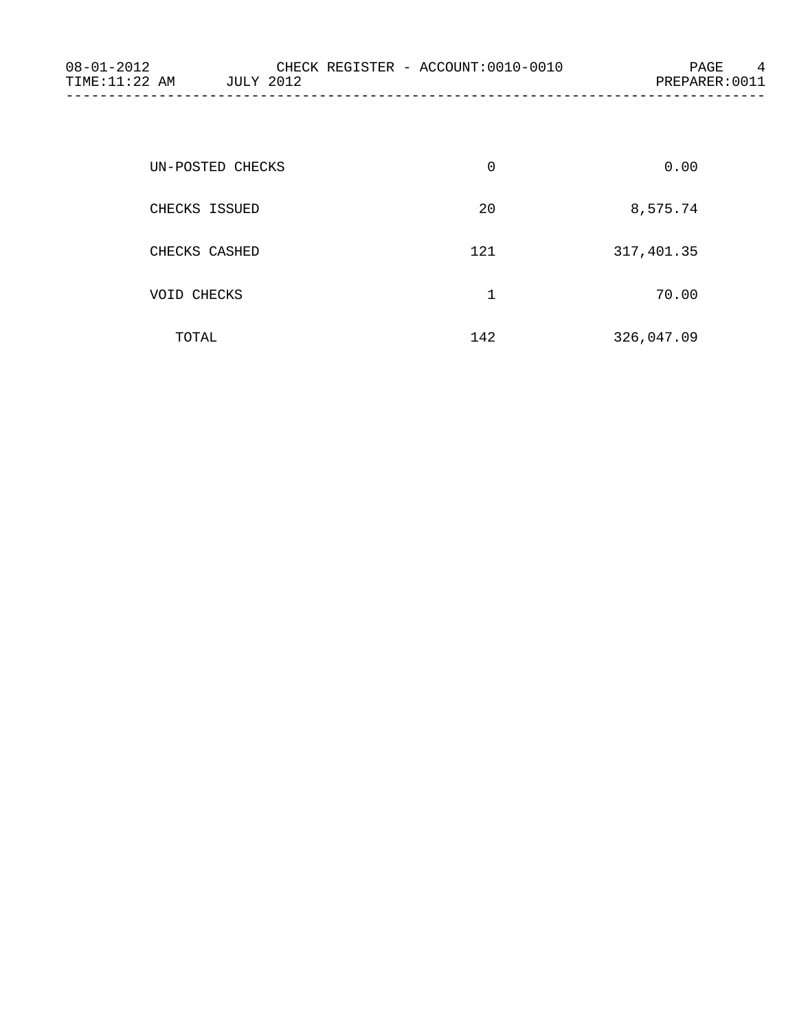08-01-2012 CHECK REGISTER - ACCOUNT:0010-0010 PAGE 4
TIME:11:22 AM JULY 2012 PREPARER:0011

| | | |
|---|---|---|
| UN-POSTED CHECKS | 0 | 0.00 |
| CHECKS ISSUED | 20 | 8,575.74 |
| CHECKS CASHED | 121 | 317,401.35 |
| VOID CHECKS | 1 | 70.00 |
| TOTAL | 142 | 326,047.09 |